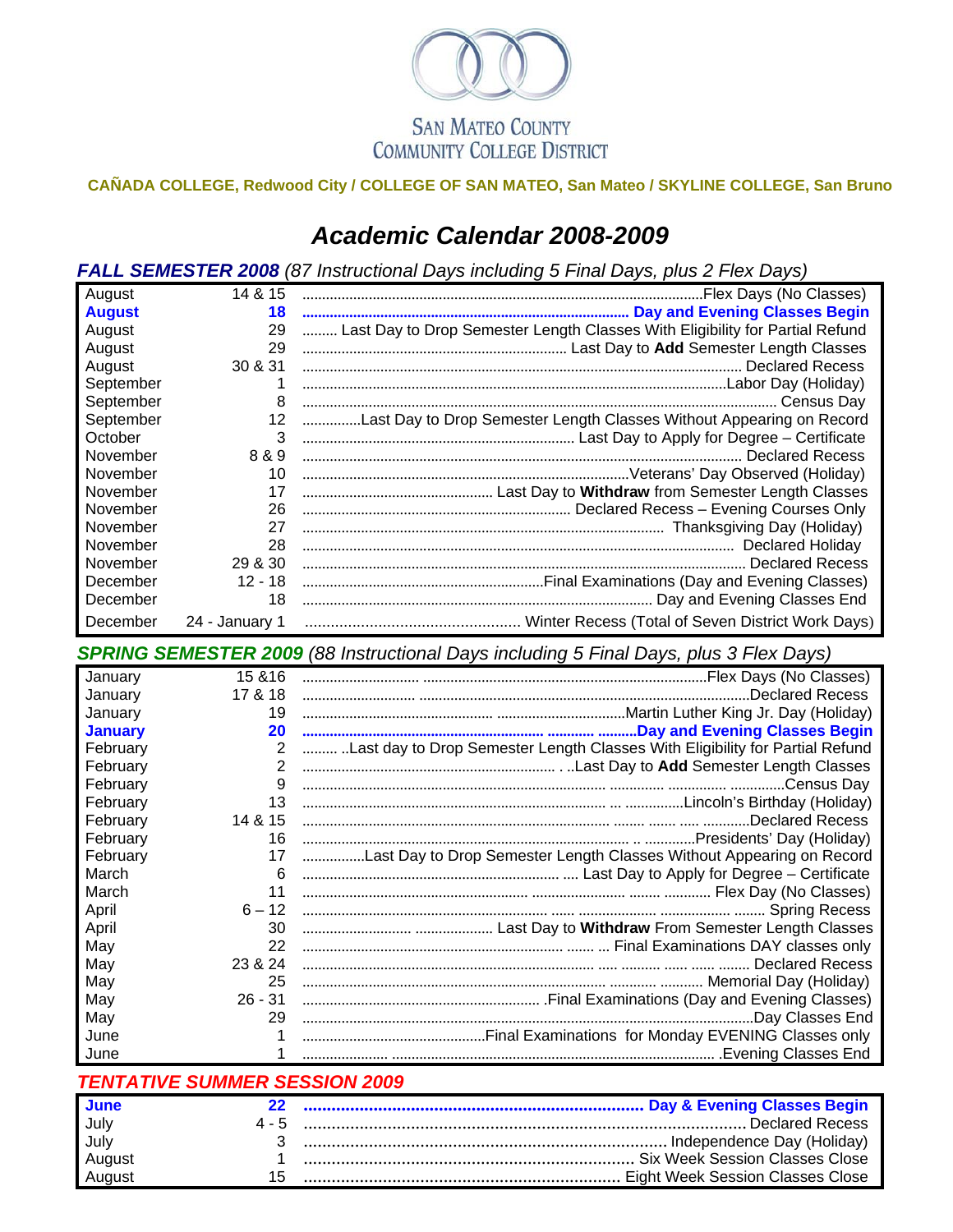SAN MATEO COUNTY
COMMUNITY COLLEGE DISTRICT

**CAÑADA COLLEGE, Redwood City / COLLEGE OF SAN MATEO, San Mateo / SKYLINE COLLEGE, San Bruno**

# *Academic Calendar 2008-2009*

## ***FALL SEMESTER 2008*** *(87 Instructional Days including 5 Final Days, plus 2 Flex Days)*

| Month | Date | Event |
|---|---|---|
| August | 14 & 15 | Flex Days (No Classes) |
| **August** | **18** | **Day and Evening Classes Begin** |
| August | 29 | Last Day to Drop Semester Length Classes With Eligibility for Partial Refund |
| August | 29 | Last Day to **Add** Semester Length Classes |
| August | 30 & 31 | Declared Recess |
| September | 1 | Labor Day (Holiday) |
| September | 8 | Census Day |
| September | 12 | Last Day to Drop Semester Length Classes Without Appearing on Record |
| October | 3 | Last Day to Apply for Degree – Certificate |
| November | 8 & 9 | Declared Recess |
| November | 10 | Veterans' Day Observed (Holiday) |
| November | 17 | Last Day to **Withdraw** from Semester Length Classes |
| November | 26 | Declared Recess – Evening Courses Only |
| November | 27 | Thanksgiving Day (Holiday) |
| November | 28 | Declared Holiday |
| November | 29 & 30 | Declared Recess |
| December | 12 - 18 | Final Examinations (Day and Evening Classes) |
| December | 18 | Day and Evening Classes End |
| December | 24 - January 1 | Winter Recess (Total of Seven District Work Days) |

## ***SPRING SEMESTER 2009*** *(88 Instructional Days including 5 Final Days, plus 3 Flex Days)*

| Month | Date | Event |
|---|---|---|
| January | 15 &16 | Flex Days (No Classes) |
| January | 17 & 18 | Declared Recess |
| January | 19 | Martin Luther King Jr. Day (Holiday) |
| **January** | **20** | **Day and Evening Classes Begin** |
| February | 2 | Last day to Drop Semester Length Classes With Eligibility for Partial Refund |
| February | 2 | Last Day to **Add** Semester Length Classes |
| February | 9 | Census Day |
| February | 13 | Lincoln's Birthday (Holiday) |
| February | 14 & 15 | Declared Recess |
| February | 16 | Presidents' Day (Holiday) |
| February | 17 | Last Day to Drop Semester Length Classes Without Appearing on Record |
| March | 6 | Last Day to Apply for Degree – Certificate |
| March | 11 | Flex Day (No Classes) |
| April | 6 – 12 | Spring Recess |
| April | 30 | Last Day to **Withdraw** From Semester Length Classes |
| May | 22 | Final Examinations DAY classes only |
| May | 23 & 24 | Declared Recess |
| May | 25 | Memorial Day (Holiday) |
| May | 26 - 31 | Final Examinations (Day and Evening Classes) |
| May | 29 | Day Classes End |
| June | 1 | Final Examinations for Monday EVENING Classes only |
| June | 1 | Evening Classes End |

## ***TENTATIVE SUMMER SESSION 2009***

| Month | Date | Event |
|---|---|---|
| **June** | **22** | **Day & Evening Classes Begin** |
| July | 4 - 5 | Declared Recess |
| July | 3 | Independence Day (Holiday) |
| August | 1 | Six Week Session Classes Close |
| August | 15 | Eight Week Session Classes Close |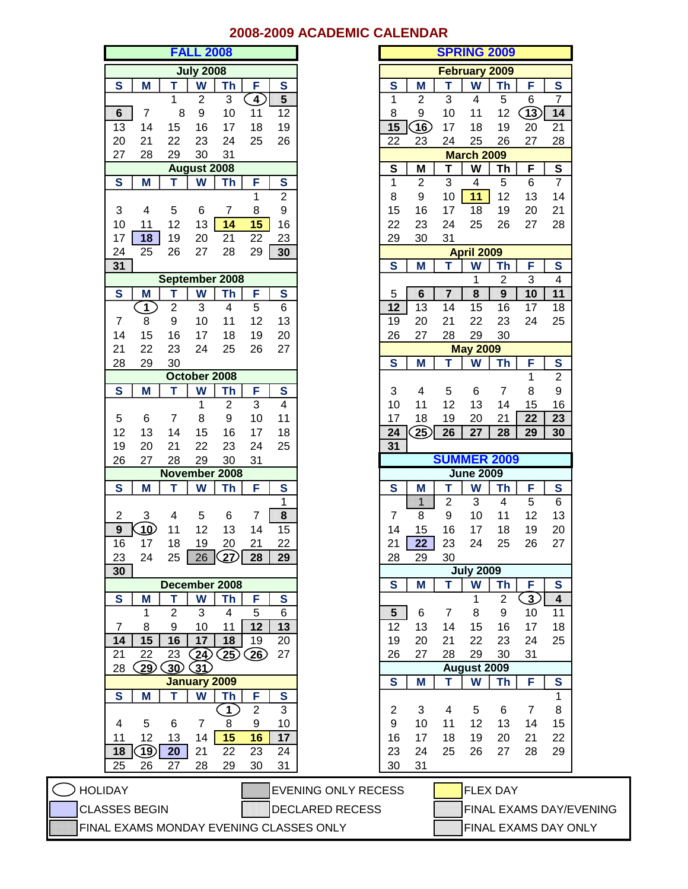# 2008-2009 ACADEMIC CALENDAR

## FALL 2008

**July 2008**

| S | M | T | W | Th | F | S |
|---|---|---|---|---|---|---|
| | | 1 | 2 | 3 | 4 | 5 |
| 6 | 7 | 8 | 9 | 10 | 11 | 12 |
| 13 | 14 | 15 | 16 | 17 | 18 | 19 |
| 20 | 21 | 22 | 23 | 24 | 25 | 26 |
| 27 | 28 | 29 | 30 | 31 | | |

**August 2008**

| S | M | T | W | Th | F | S |
|---|---|---|---|---|---|---|
| | | | | | 1 | 2 |
| 3 | 4 | 5 | 6 | 7 | 8 | 9 |
| 10 | 11 | 12 | 13 | 14 | 15 | 16 |
| 17 | 18 | 19 | 20 | 21 | 22 | 23 |
| 24 | 25 | 26 | 27 | 28 | 29 | 30 |
| 31 | | | | | | |

**September 2008**

| S | M | T | W | Th | F | S |
|---|---|---|---|---|---|---|
| | 1 | 2 | 3 | 4 | 5 | 6 |
| 7 | 8 | 9 | 10 | 11 | 12 | 13 |
| 14 | 15 | 16 | 17 | 18 | 19 | 20 |
| 21 | 22 | 23 | 24 | 25 | 26 | 27 |
| 28 | 29 | 30 | | | | |

**October 2008**

| S | M | T | W | Th | F | S |
|---|---|---|---|---|---|---|
| | | | 1 | 2 | 3 | 4 |
| 5 | 6 | 7 | 8 | 9 | 10 | 11 |
| 12 | 13 | 14 | 15 | 16 | 17 | 18 |
| 19 | 20 | 21 | 22 | 23 | 24 | 25 |
| 26 | 27 | 28 | 29 | 30 | 31 | |

**November 2008**

| S | M | T | W | Th | F | S |
|---|---|---|---|---|---|---|
| | | | | | | 1 |
| 2 | 3 | 4 | 5 | 6 | 7 | 8 |
| 9 | 10 | 11 | 12 | 13 | 14 | 15 |
| 16 | 17 | 18 | 19 | 20 | 21 | 22 |
| 23 | 24 | 25 | 26 | 27 | 28 | 29 |
| 30 | | | | | | |

**December 2008**

| S | M | T | W | Th | F | S |
|---|---|---|---|---|---|---|
| | 1 | 2 | 3 | 4 | 5 | 6 |
| 7 | 8 | 9 | 10 | 11 | 12 | 13 |
| 14 | 15 | 16 | 17 | 18 | 19 | 20 |
| 21 | 22 | 23 | 24 | 25 | 26 | 27 |
| 28 | 29 | 30 | 31 | | | |

**January 2009**

| S | M | T | W | Th | F | S |
|---|---|---|---|---|---|---|
| | | | | 1 | 2 | 3 |
| 4 | 5 | 6 | 7 | 8 | 9 | 10 |
| 11 | 12 | 13 | 14 | 15 | 16 | 17 |
| 18 | 19 | 20 | 21 | 22 | 23 | 24 |
| 25 | 26 | 27 | 28 | 29 | 30 | 31 |

## SPRING 2009

**February 2009**

| S | M | T | W | Th | F | S |
|---|---|---|---|---|---|---|
| 1 | 2 | 3 | 4 | 5 | 6 | 7 |
| 8 | 9 | 10 | 11 | 12 | 13 | 14 |
| 15 | 16 | 17 | 18 | 19 | 20 | 21 |
| 22 | 23 | 24 | 25 | 26 | 27 | 28 |

**March 2009**

| S | M | T | W | Th | F | S |
|---|---|---|---|---|---|---|
| 1 | 2 | 3 | 4 | 5 | 6 | 7 |
| 8 | 9 | 10 | 11 | 12 | 13 | 14 |
| 15 | 16 | 17 | 18 | 19 | 20 | 21 |
| 22 | 23 | 24 | 25 | 26 | 27 | 28 |
| 29 | 30 | 31 | | | | |

**April 2009**

| S | M | T | W | Th | F | S |
|---|---|---|---|---|---|---|
| | | | 1 | 2 | 3 | 4 |
| 5 | 6 | 7 | 8 | 9 | 10 | 11 |
| 12 | 13 | 14 | 15 | 16 | 17 | 18 |
| 19 | 20 | 21 | 22 | 23 | 24 | 25 |
| 26 | 27 | 28 | 29 | 30 | | |

**May 2009**

| S | M | T | W | Th | F | S |
|---|---|---|---|---|---|---|
| | | | | | 1 | 2 |
| 3 | 4 | 5 | 6 | 7 | 8 | 9 |
| 10 | 11 | 12 | 13 | 14 | 15 | 16 |
| 17 | 18 | 19 | 20 | 21 | 22 | 23 |
| 24 | 25 | 26 | 27 | 28 | 29 | 30 |
| 31 | | | | | | |

## SUMMER 2009

**June 2009**

| S | M | T | W | Th | F | S |
|---|---|---|---|---|---|---|
| | 1 | 2 | 3 | 4 | 5 | 6 |
| 7 | 8 | 9 | 10 | 11 | 12 | 13 |
| 14 | 15 | 16 | 17 | 18 | 19 | 20 |
| 21 | 22 | 23 | 24 | 25 | 26 | 27 |
| 28 | 29 | 30 | | | | |

**July 2009**

| S | M | T | W | Th | F | S |
|---|---|---|---|---|---|---|
| | | | 1 | 2 | 3 | 4 |
| 5 | 6 | 7 | 8 | 9 | 10 | 11 |
| 12 | 13 | 14 | 15 | 16 | 17 | 18 |
| 19 | 20 | 21 | 22 | 23 | 24 | 25 |
| 26 | 27 | 28 | 29 | 30 | 31 | |

**August 2009**

| S | M | T | W | Th | F | S |
|---|---|---|---|---|---|---|
| | | | | | | 1 |
| 2 | 3 | 4 | 5 | 6 | 7 | 8 |
| 9 | 10 | 11 | 12 | 13 | 14 | 15 |
| 16 | 17 | 18 | 19 | 20 | 21 | 22 |
| 23 | 24 | 25 | 26 | 27 | 28 | 29 |
| 30 | 31 | | | | | |

**Legend**

- HOLIDAY
- CLASSES BEGIN
- FINAL EXAMS MONDAY EVENING CLASSES ONLY
- EVENING ONLY RECESS
- DECLARED RECESS
- FLEX DAY
- FINAL EXAMS DAY/EVENING
- FINAL EXAMS DAY ONLY